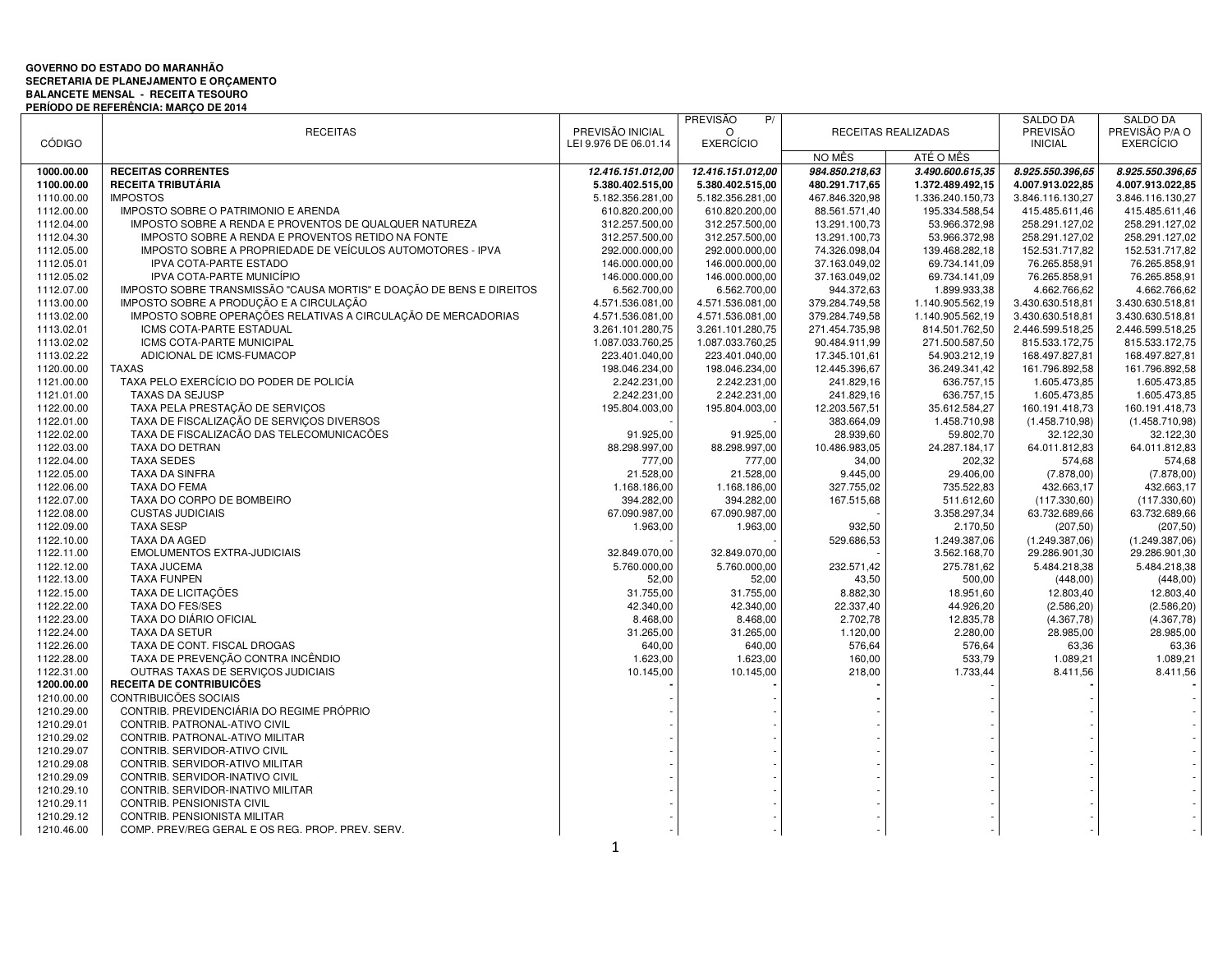**GOVERNO DO ESTADO DO MARANHÃO**
**SECRETARIA DE PLANEJAMENTO E ORÇAMENTO**
**BALANCETE MENSAL - RECEITA TESOURO**
**PERÍODO DE REFERÊNCIA: MARÇO DE 2014**

| CÓDIGO | RECEITAS | PREVISÃO INICIAL LEI 9.976 DE 06.01.14 | PREVISÃO P/ O EXERCÍCIO | RECEITAS REALIZADAS | | SALDO DA PREVISÃO INICIAL | SALDO DA PREVISÃO P/A O EXERCÍCIO |
|---|---|---|---|---|---|---|---|
| | | | | NO MÊS | ATÉ O MÊS | | |
| **1000.00.00** | **RECEITAS CORRENTES** | ***12.416.151.012,00*** | ***12.416.151.012,00*** | ***984.850.218,63*** | ***3.490.600.615,35*** | ***8.925.550.396,65*** | ***8.925.550.396,65*** |
| **1100.00.00** | **RECEITA TRIBUTÁRIA** | **5.380.402.515,00** | **5.380.402.515,00** | **480.291.717,65** | **1.372.489.492,15** | **4.007.913.022,85** | **4.007.913.022,85** |
| 1110.00.00 | IMPOSTOS | 5.182.356.281,00 | 5.182.356.281,00 | 467.846.320,98 | 1.336.240.150,73 | 3.846.116.130,27 | 3.846.116.130,27 |
| 1112.00.00 | IMPOSTO SOBRE O PATRIMONIO E ARENDA | 610.820.200,00 | 610.820.200,00 | 88.561.571,40 | 195.334.588,54 | 415.485.611,46 | 415.485.611,46 |
| 1112.04.00 | IMPOSTO SOBRE A RENDA E PROVENTOS DE QUALQUER NATUREZA | 312.257.500,00 | 312.257.500,00 | 13.291.100,73 | 53.966.372,98 | 258.291.127,02 | 258.291.127,02 |
| 1112.04.30 | IMPOSTO SOBRE A RENDA E PROVENTOS RETIDO NA FONTE | 312.257.500,00 | 312.257.500,00 | 13.291.100,73 | 53.966.372,98 | 258.291.127,02 | 258.291.127,02 |
| 1112.05.00 | IMPOSTO SOBRE A PROPRIEDADE DE VEÍCULOS AUTOMOTORES - IPVA | 292.000.000,00 | 292.000.000,00 | 74.326.098,04 | 139.468.282,18 | 152.531.717,82 | 152.531.717,82 |
| 1112.05.01 | IPVA COTA-PARTE ESTADO | 146.000.000,00 | 146.000.000,00 | 37.163.049,02 | 69.734.141,09 | 76.265.858,91 | 76.265.858,91 |
| 1112.05.02 | IPVA COTA-PARTE MUNICÍPIO | 146.000.000,00 | 146.000.000,00 | 37.163.049,02 | 69.734.141,09 | 76.265.858,91 | 76.265.858,91 |
| 1112.07.00 | IMPOSTO SOBRE TRANSMISSÃO "CAUSA MORTIS" E DOAÇÃO DE BENS E DIREITOS | 6.562.700,00 | 6.562.700,00 | 944.372,63 | 1.899.933,38 | 4.662.766,62 | 4.662.766,62 |
| 1113.00.00 | IMPOSTO SOBRE A PRODUÇÃO E A CIRCULAÇÃO | 4.571.536.081,00 | 4.571.536.081,00 | 379.284.749,58 | 1.140.905.562,19 | 3.430.630.518,81 | 3.430.630.518,81 |
| 1113.02.00 | IMPOSTO SOBRE OPERAÇÕES RELATIVAS A CIRCULAÇÃO DE MERCADORIAS | 4.571.536.081,00 | 4.571.536.081,00 | 379.284.749,58 | 1.140.905.562,19 | 3.430.630.518,81 | 3.430.630.518,81 |
| 1113.02.01 | ICMS COTA-PARTE ESTADUAL | 3.261.101.280,75 | 3.261.101.280,75 | 271.454.735,98 | 814.501.762,50 | 2.446.599.518,25 | 2.446.599.518,25 |
| 1113.02.02 | ICMS COTA-PARTE MUNICIPAL | 1.087.033.760,25 | 1.087.033.760,25 | 90.484.911,99 | 271.500.587,50 | 815.533.172,75 | 815.533.172,75 |
| 1113.02.22 | ADICIONAL DE ICMS-FUMACOP | 223.401.040,00 | 223.401.040,00 | 17.345.101,61 | 54.903.212,19 | 168.497.827,81 | 168.497.827,81 |
| 1120.00.00 | TAXAS | 198.046.234,00 | 198.046.234,00 | 12.445.396,67 | 36.249.341,42 | 161.796.892,58 | 161.796.892,58 |
| 1121.00.00 | TAXA PELO EXERCÍCIO DO PODER DE POLICÍA | 2.242.231,00 | 2.242.231,00 | 241.829,16 | 636.757,15 | 1.605.473,85 | 1.605.473,85 |
| 1121.01.00 | TAXAS DA SEJUSP | 2.242.231,00 | 2.242.231,00 | 241.829,16 | 636.757,15 | 1.605.473,85 | 1.605.473,85 |
| 1122.00.00 | TAXA PELA PRESTAÇÃO DE SERVIÇOS | 195.804.003,00 | 195.804.003,00 | 12.203.567,51 | 35.612.584,27 | 160.191.418,73 | 160.191.418,73 |
| 1122.01.00 | TAXA DE FISCALIZAÇÃO DE SERVIÇOS DIVERSOS | - | - | 383.664,09 | 1.458.710,98 | (1.458.710,98) | (1.458.710,98) |
| 1122.02.00 | TAXA DE FISCALIZACÃO DAS TELECOMUNICACÕES | 91.925,00 | 91.925,00 | 28.939,60 | 59.802,70 | 32.122,30 | 32.122,30 |
| 1122.03.00 | TAXA DO DETRAN | 88.298.997,00 | 88.298.997,00 | 10.486.983,05 | 24.287.184,17 | 64.011.812,83 | 64.011.812,83 |
| 1122.04.00 | TAXA SEDES | 777,00 | 777,00 | 34,00 | 202,32 | 574,68 | 574,68 |
| 1122.05.00 | TAXA DA SINFRA | 21.528,00 | 21.528,00 | 9.445,00 | 29.406,00 | (7.878,00) | (7.878,00) |
| 1122.06.00 | TAXA DO FEMA | 1.168.186,00 | 1.168.186,00 | 327.755,02 | 735.522,83 | 432.663,17 | 432.663,17 |
| 1122.07.00 | TAXA DO CORPO DE BOMBEIRO | 394.282,00 | 394.282,00 | 167.515,68 | 511.612,60 | (117.330,60) | (117.330,60) |
| 1122.08.00 | CUSTAS JUDICIAIS | 67.090.987,00 | 67.090.987,00 | - | 3.358.297,34 | 63.732.689,66 | 63.732.689,66 |
| 1122.09.00 | TAXA SESP | 1.963,00 | 1.963,00 | 932,50 | 2.170,50 | (207,50) | (207,50) |
| 1122.10.00 | TAXA DA AGED | - | - | 529.686,53 | 1.249.387,06 | (1.249.387,06) | (1.249.387,06) |
| 1122.11.00 | EMOLUMENTOS EXTRA-JUDICIAIS | 32.849.070,00 | 32.849.070,00 | - | 3.562.168,70 | 29.286.901,30 | 29.286.901,30 |
| 1122.12.00 | TAXA JUCEMA | 5.760.000,00 | 5.760.000,00 | 232.571,42 | 275.781,62 | 5.484.218,38 | 5.484.218,38 |
| 1122.13.00 | TAXA FUNPEN | 52,00 | 52,00 | 43,50 | 500,00 | (448,00) | (448,00) |
| 1122.15.00 | TAXA DE LICITAÇÕES | 31.755,00 | 31.755,00 | 8.882,30 | 18.951,60 | 12.803,40 | 12.803,40 |
| 1122.22.00 | TAXA DO FES/SES | 42.340,00 | 42.340,00 | 22.337,40 | 44.926,20 | (2.586,20) | (2.586,20) |
| 1122.23.00 | TAXA DO DIÁRIO OFICIAL | 8.468,00 | 8.468,00 | 2.702,78 | 12.835,78 | (4.367,78) | (4.367,78) |
| 1122.24.00 | TAXA DA SETUR | 31.265,00 | 31.265,00 | 1.120,00 | 2.280,00 | 28.985,00 | 28.985,00 |
| 1122.26.00 | TAXA DE CONT. FISCAL DROGAS | 640,00 | 640,00 | 576,64 | 576,64 | 63,36 | 63,36 |
| 1122.28.00 | TAXA DE PREVENÇÃO CONTRA INCÊNDIO | 1.623,00 | 1.623,00 | 160,00 | 533,79 | 1.089,21 | 1.089,21 |
| 1122.31.00 | OUTRAS TAXAS DE SERVIÇOS JUDICIAIS | 10.145,00 | 10.145,00 | 218,00 | 1.733,44 | 8.411,56 | 8.411,56 |
| **1200.00.00** | **RECEITA DE CONTRIBUICÕES** | **-** | **-** | **-** | - | **-** | **-** |
| 1210.00.00 | CONTRIBUICÕES SOCIAIS | - | - | **-** | - | - | - |
| 1210.29.00 | CONTRIB. PREVIDENCIÁRIA DO REGIME PRÓPRIO | - | - | - | - | - | - |
| 1210.29.01 | CONTRIB. PATRONAL-ATIVO CIVIL | - | - | - | - | - | - |
| 1210.29.02 | CONTRIB. PATRONAL-ATIVO MILITAR | - | - | - | - | - | - |
| 1210.29.07 | CONTRIB. SERVIDOR-ATIVO CIVIL | - | - | - | - | - | - |
| 1210.29.08 | CONTRIB. SERVIDOR-ATIVO MILITAR | - | - | - | - | - | - |
| 1210.29.09 | CONTRIB. SERVIDOR-INATIVO CIVIL | - | - | - | - | - | - |
| 1210.29.10 | CONTRIB. SERVIDOR-INATIVO MILITAR | - | - | - | - | - | - |
| 1210.29.11 | CONTRIB. PENSIONISTA CIVIL | - | - | - | - | - | - |
| 1210.29.12 | CONTRIB. PENSIONISTA MILITAR | - | - | - | - | - | - |
| 1210.46.00 | COMP. PREV/REG GERAL E OS REG. PROP. PREV. SERV. | - | - | - | - | - | - |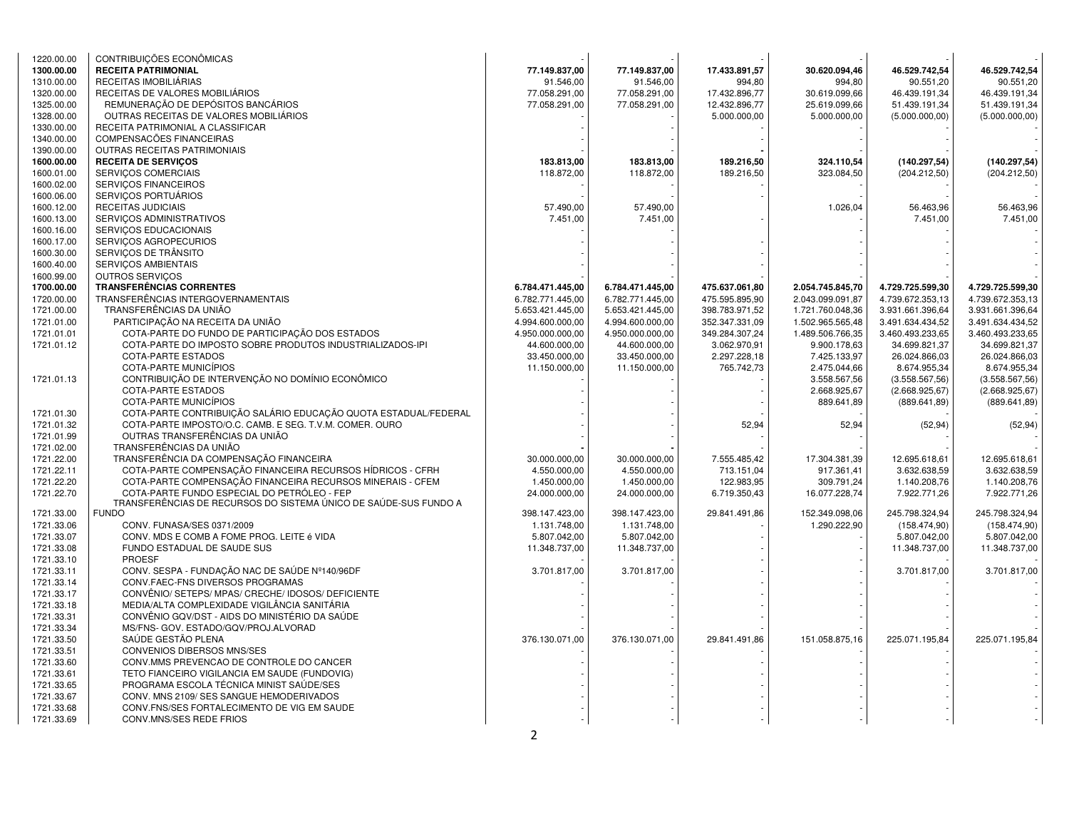| | | | | | | | |
|---|---|---|---|---|---|---|---|
| 1220.00.00 | CONTRIBUIÇÕES ECONÔMICAS | - | - | - | - | - | - |
| **1300.00.00** | **RECEITA PATRIMONIAL** | **77.149.837,00** | **77.149.837,00** | **17.433.891,57** | **30.620.094,46** | **46.529.742,54** | **46.529.742,54** |
| 1310.00.00 | RECEITAS IMOBILIÁRIAS | 91.546,00 | 91.546,00 | 994,80 | 994,80 | 90.551,20 | 90.551,20 |
| 1320.00.00 | RECEITAS DE VALORES MOBILIÁRIOS | 77.058.291,00 | 77.058.291,00 | 17.432.896,77 | 30.619.099,66 | 46.439.191,34 | 46.439.191,34 |
| 1325.00.00 | REMUNERAÇÃO DE DEPÓSITOS BANCÁRIOS | 77.058.291,00 | 77.058.291,00 | 12.432.896,77 | 25.619.099,66 | 51.439.191,34 | 51.439.191,34 |
| 1328.00.00 | OUTRAS RECEITAS DE VALORES MOBILIÁRIOS | - | - | 5.000.000,00 | 5.000.000,00 | (5.000.000,00) | (5.000.000,00) |
| 1330.00.00 | RECEITA PATRIMONIAL A CLASSIFICAR | - | - | - | - | - | - |
| 1340.00.00 | COMPENSACÕES FINANCEIRAS | - | - | - | - | - | - |
| 1390.00.00 | OUTRAS RECEITAS PATRIMONIAIS | - | - | - | - | - | - |
| **1600.00.00** | **RECEITA DE SERVIÇOS** | **183.813,00** | **183.813,00** | **189.216,50** | **324.110,54** | **(140.297,54)** | **(140.297,54)** |
| 1600.01.00 | SERVIÇOS COMERCIAIS | 118.872,00 | 118.872,00 | 189.216,50 | 323.084,50 | (204.212,50) | (204.212,50) |
| 1600.02.00 | SERVIÇOS FINANCEIROS | - | - | - | - | - | - |
| 1600.06.00 | SERVIÇOS PORTUÁRIOS | - | - | - | - | - | - |
| 1600.12.00 | RECEITAS JUDICIAIS | 57.490,00 | 57.490,00 | | 1.026,04 | 56.463,96 | 56.463,96 |
| 1600.13.00 | SERVIÇOS ADMINISTRATIVOS | 7.451,00 | 7.451,00 | - | - | 7.451,00 | 7.451,00 |
| 1600.16.00 | SERVIÇOS EDUCACIONAIS | - | - | | - | - | - |
| 1600.17.00 | SERVIÇOS AGROPECURIOS | - | - | - | - | - | - |
| 1600.30.00 | SERVIÇOS DE TRÂNSITO | - | - | - | - | - | - |
| 1600.40.00 | SERVIÇOS AMBIENTAIS | - | - | - | - | - | - |
| 1600.99.00 | OUTROS SERVIÇOS | - | - | - | - | - | - |
| **1700.00.00** | **TRANSFERÊNCIAS CORRENTES** | **6.784.471.445,00** | **6.784.471.445,00** | **475.637.061,80** | **2.054.745.845,70** | **4.729.725.599,30** | **4.729.725.599,30** |
| 1720.00.00 | TRANSFERÊNCIAS INTERGOVERNAMENTAIS | 6.782.771.445,00 | 6.782.771.445,00 | 475.595.895,90 | 2.043.099.091,87 | 4.739.672.353,13 | 4.739.672.353,13 |
| 1721.00.00 | TRANSFERÊNCIAS DA UNIÃO | 5.653.421.445,00 | 5.653.421.445,00 | 398.783.971,52 | 1.721.760.048,36 | 3.931.661.396,64 | 3.931.661.396,64 |
| 1721.01.00 | PARTICIPAÇÃO NA RECEITA DA UNIÃO | 4.994.600.000,00 | 4.994.600.000,00 | 352.347.331,09 | 1.502.965.565,48 | 3.491.634.434,52 | 3.491.634.434,52 |
| 1721.01.01 | COTA-PARTE DO FUNDO DE PARTICIPAÇÃO DOS ESTADOS | 4.950.000.000,00 | 4.950.000.000,00 | 349.284.307,24 | 1.489.506.766,35 | 3.460.493.233,65 | 3.460.493.233,65 |
| 1721.01.12 | COTA-PARTE DO IMPOSTO SOBRE PRODUTOS INDUSTRIALIZADOS-IPI | 44.600.000,00 | 44.600.000,00 | 3.062.970,91 | 9.900.178,63 | 34.699.821,37 | 34.699.821,37 |
| | COTA-PARTE ESTADOS | 33.450.000,00 | 33.450.000,00 | 2.297.228,18 | 7.425.133,97 | 26.024.866,03 | 26.024.866,03 |
| | COTA-PARTE MUNICÍPIOS | 11.150.000,00 | 11.150.000,00 | 765.742,73 | 2.475.044,66 | 8.674.955,34 | 8.674.955,34 |
| 1721.01.13 | CONTRIBUIÇÃO DE INTERVENÇÃO NO DOMÍNIO ECONÔMICO | - | - | - | 3.558.567,56 | (3.558.567,56) | (3.558.567,56) |
| | COTA-PARTE ESTADOS | - | - | - | 2.668.925,67 | (2.668.925,67) | (2.668.925,67) |
| | COTA-PARTE MUNICÍPIOS | - | - | - | 889.641,89 | (889.641,89) | (889.641,89) |
| 1721.01.30 | COTA-PARTE CONTRIBUIÇÃO SALÁRIO EDUCAÇÃO QUOTA ESTADUAL/FEDERAL | - | - | - | - | - | - |
| 1721.01.32 | COTA-PARTE IMPOSTO/O.C. CAMB. E SEG. T.V.M. COMER. OURO | - | - | 52,94 | 52,94 | (52,94) | (52,94) |
| 1721.01.99 | OUTRAS TRANSFERÊNCIAS DA UNIÃO | - | - | - | - | - | - |
| 1721.02.00 | TRANSFERÊNCIAS DA UNIÃO | - | - | - | - | - | - |
| 1721.22.00 | TRANSFERÊNCIA DA COMPENSAÇÃO FINANCEIRA | 30.000.000,00 | 30.000.000,00 | 7.555.485,42 | 17.304.381,39 | 12.695.618,61 | 12.695.618,61 |
| 1721.22.11 | COTA-PARTE COMPENSAÇÃO FINANCEIRA RECURSOS HÍDRICOS - CFRH | 4.550.000,00 | 4.550.000,00 | 713.151,04 | 917.361,41 | 3.632.638,59 | 3.632.638,59 |
| 1721.22.20 | COTA-PARTE COMPENSAÇÃO FINANCEIRA RECURSOS MINERAIS - CFEM | 1.450.000,00 | 1.450.000,00 | 122.983,95 | 309.791,24 | 1.140.208,76 | 1.140.208,76 |
| 1721.22.70 | COTA-PARTE FUNDO ESPECIAL DO PETRÓLEO - FEP | 24.000.000,00 | 24.000.000,00 | 6.719.350,43 | 16.077.228,74 | 7.922.771,26 | 7.922.771,26 |
| 1721.33.00 | TRANSFERÊNCIAS DE RECURSOS DO SISTEMA ÚNICO DE SAÚDE-SUS FUNDO A FUNDO | 398.147.423,00 | 398.147.423,00 | 29.841.491,86 | 152.349.098,06 | 245.798.324,94 | 245.798.324,94 |
| 1721.33.06 | CONV. FUNASA/SES 0371/2009 | 1.131.748,00 | 1.131.748,00 | - | 1.290.222,90 | (158.474,90) | (158.474,90) |
| 1721.33.07 | CONV. MDS E COMB A FOME PROG. LEITE é VIDA | 5.807.042,00 | 5.807.042,00 | - | - | 5.807.042,00 | 5.807.042,00 |
| 1721.33.08 | FUNDO ESTADUAL DE SAUDE SUS | 11.348.737,00 | 11.348.737,00 | - | - | 11.348.737,00 | 11.348.737,00 |
| 1721.33.10 | PROESF | - | - | | | | - |
| 1721.33.11 | CONV. SESPA - FUNDAÇÃO NAC DE SAÚDE Nº140/96DF | 3.701.817,00 | 3.701.817,00 | - | - | 3.701.817,00 | 3.701.817,00 |
| 1721.33.14 | CONV.FAEC-FNS DIVERSOS PROGRAMAS | - | - | - | - | - | - |
| 1721.33.17 | CONVÊNIO/ SETEPS/ MPAS/ CRECHE/ IDOSOS/ DEFICIENTE | - | - | - | - | - | - |
| 1721.33.18 | MEDIA/ALTA COMPLEXIDADE VIGILÂNCIA SANITÁRIA | - | - | - | - | - | - |
| 1721.33.31 | CONVÊNIO GQV/DST - AIDS DO MINISTÉRIO DA SAÚDE | - | - | - | - | - | - |
| 1721.33.34 | MS/FNS- GOV. ESTADO/GQV/PROJ.ALVORAD | - | - | - | - | - | - |
| 1721.33.50 | SAÚDE GESTÃO PLENA | 376.130.071,00 | 376.130.071,00 | 29.841.491,86 | 151.058.875,16 | 225.071.195,84 | 225.071.195,84 |
| 1721.33.51 | CONVENIOS DIBERSOS MNS/SES | - | - | - | - | - | - |
| 1721.33.60 | CONV.MMS PREVENCAO DE CONTROLE DO CANCER | - | - | - | - | - | - |
| 1721.33.61 | TETO FIANCEIRO VIGILANCIA EM SAUDE (FUNDOVIG) | - | - | - | - | - | - |
| 1721.33.65 | PROGRAMA ESCOLA TÉCNICA MINIST SAÚDE/SES | - | - | - | - | - | - |
| 1721.33.67 | CONV. MNS 2109/ SES SANGUE HEMODERIVADOS | - | - | - | - | - | - |
| 1721.33.68 | CONV.FNS/SES FORTALECIMENTO DE VIG EM SAUDE | - | - | - | - | - | - |
| 1721.33.69 | CONV.MNS/SES REDE FRIOS | - | - | - | - | - | - |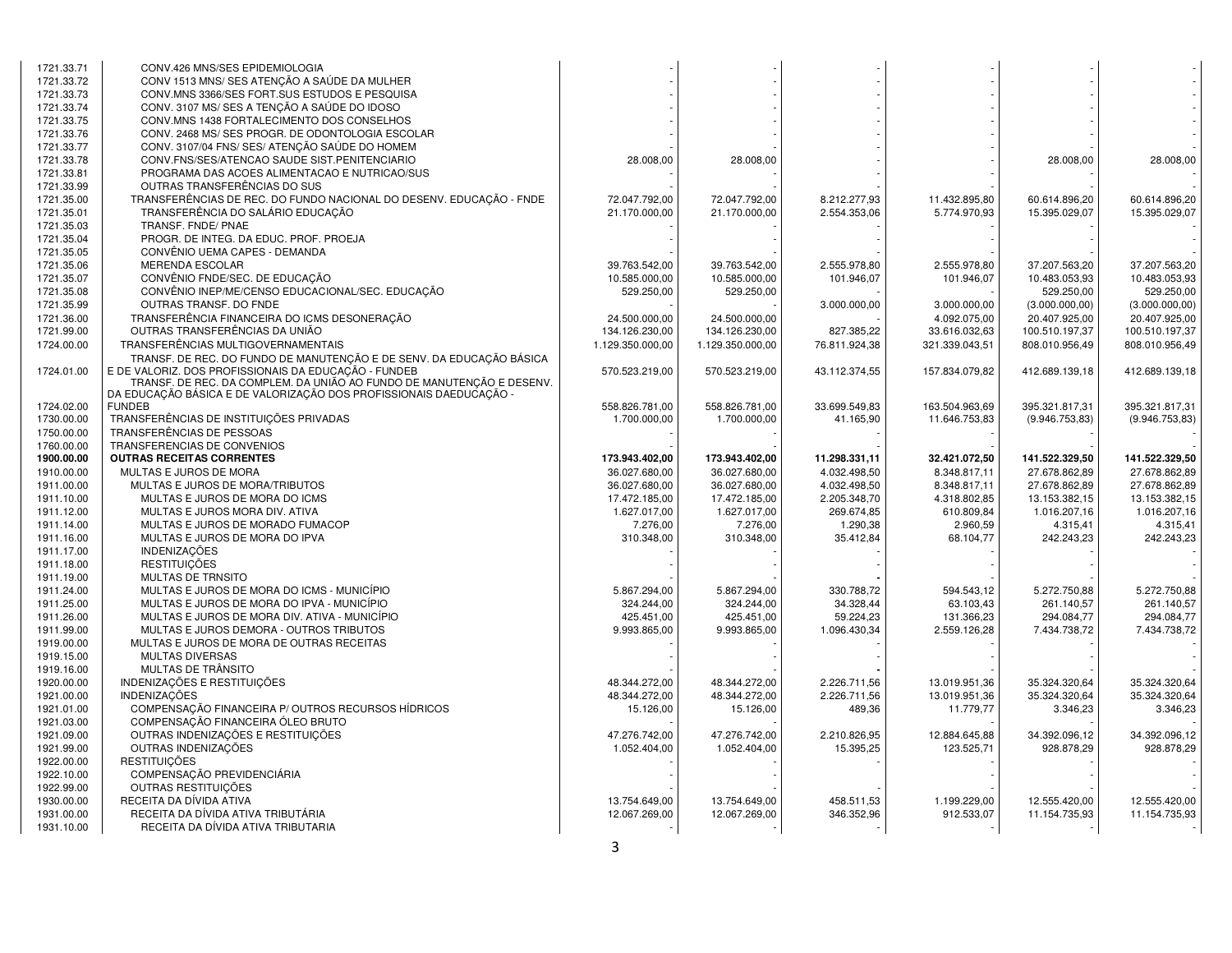| | | | | | | | |
|---|---|---|---|---|---|---|---|
| 1721.33.71 | CONV.426 MNS/SES EPIDEMIOLOGIA | - | - | - | - | - | - |
| 1721.33.72 | CONV 1513 MNS/ SES ATENÇÃO A SAÚDE DA MULHER | - | - | - | - | - | - |
| 1721.33.73 | CONV.MNS 3366/SES FORT.SUS ESTUDOS E PESQUISA | - | - | - | - | - | - |
| 1721.33.74 | CONV. 3107 MS/ SES A TENÇÃO A SAÚDE DO IDOSO | - | - | - | - | - | - |
| 1721.33.75 | CONV.MNS 1438 FORTALECIMENTO DOS CONSELHOS | - | - | - | - | - | - |
| 1721.33.76 | CONV. 2468 MS/ SES PROGR. DE ODONTOLOGIA ESCOLAR | - | - | - | - | - | - |
| 1721.33.77 | CONV. 3107/04 FNS/ SES/ ATENÇÃO SAÚDE DO HOMEM | - | - | - | - | - | - |
| 1721.33.78 | CONV.FNS/SES/ATENCAO SAUDE SIST.PENITENCIARIO | 28.008,00 | 28.008,00 | - | - | 28.008,00 | 28.008,00 |
| 1721.33.81 | PROGRAMA DAS ACOES ALIMENTACAO E NUTRICAO/SUS | - | - | - | - | - | - |
| 1721.33.99 | OUTRAS TRANSFERÊNCIAS DO SUS | - | - | - | - | - | - |
| 1721.35.00 | TRANSFERÊNCIAS DE REC. DO FUNDO NACIONAL DO DESENV. EDUCAÇÃO - FNDE | 72.047.792,00 | 72.047.792,00 | 8.212.277,93 | 11.432.895,80 | 60.614.896,20 | 60.614.896,20 |
| 1721.35.01 | TRANSFERÊNCIA DO SALÁRIO EDUCAÇÃO | 21.170.000,00 | 21.170.000,00 | 2.554.353,06 | 5.774.970,93 | 15.395.029,07 | 15.395.029,07 |
| 1721.35.03 | TRANSF. FNDE/ PNAE | - | - | - | - | - | - |
| 1721.35.04 | PROGR. DE INTEG. DA EDUC. PROF. PROEJA | - | - | - | - | - | - |
| 1721.35.05 | CONVÊNIO UEMA CAPES - DEMANDA | - | - | - | - | - | - |
| 1721.35.06 | MERENDA ESCOLAR | 39.763.542,00 | 39.763.542,00 | 2.555.978,80 | 2.555.978,80 | 37.207.563,20 | 37.207.563,20 |
| 1721.35.07 | CONVÊNIO FNDE/SEC. DE EDUCAÇÃO | 10.585.000,00 | 10.585.000,00 | 101.946,07 | 101.946,07 | 10.483.053,93 | 10.483.053,93 |
| 1721.35.08 | CONVÊNIO INEP/ME/CENSO EDUCACIONAL/SEC. EDUCAÇÃO | 529.250,00 | 529.250,00 | - | - | 529.250,00 | 529.250,00 |
| 1721.35.99 | OUTRAS TRANSF. DO FNDE | - | - | 3.000.000,00 | 3.000.000,00 | (3.000.000,00) | (3.000.000,00) |
| 1721.36.00 | TRANSFERÊNCIA FINANCEIRA DO ICMS DESONERAÇÃO | 24.500.000,00 | 24.500.000,00 | - | 4.092.075,00 | 20.407.925,00 | 20.407.925,00 |
| 1721.99.00 | OUTRAS TRANSFERÊNCIAS DA UNIÃO | 134.126.230,00 | 134.126.230,00 | 827.385,22 | 33.616.032,63 | 100.510.197,37 | 100.510.197,37 |
| 1724.00.00 | TRANSFERÊNCIAS MULTIGOVERNAMENTAIS | 1.129.350.000,00 | 1.129.350.000,00 | 76.811.924,38 | 321.339.043,51 | 808.010.956,49 | 808.010.956,49 |
| 1724.01.00 | TRANSF. DE REC. DO FUNDO DE MANUTENÇÃO E DE SENV. DA EDUCAÇÃO BÁSICA E DE VALORIZ. DOS PROFISSIONAIS DA EDUCAÇÃO - FUNDEB | 570.523.219,00 | 570.523.219,00 | 43.112.374,55 | 157.834.079,82 | 412.689.139,18 | 412.689.139,18 |
| 1724.02.00 | TRANSF. DE REC. DA COMPLEM. DA UNIÃO AO FUNDO DE MANUTENÇÃO E DESENV. DA EDUCAÇÃO BÁSICA E DE VALORIZAÇÃO DOS PROFISSIONAIS DAEDUCAÇÃO - FUNDEB | 558.826.781,00 | 558.826.781,00 | 33.699.549,83 | 163.504.963,69 | 395.321.817,31 | 395.321.817,31 |
| 1730.00.00 | TRANSFERÊNCIAS DE INSTITUIÇÕES PRIVADAS | 1.700.000,00 | 1.700.000,00 | 41.165,90 | 11.646.753,83 | (9.946.753,83) | (9.946.753,83) |
| 1750.00.00 | TRANSFERÊNCIAS DE PESSOAS | - | - | - | - | - | - |
| 1760.00.00 | TRANSFERENCIAS DE CONVENIOS | - | - | - | - | - | - |
| **1900.00.00** | **OUTRAS RECEITAS CORRENTES** | **173.943.402,00** | **173.943.402,00** | **11.298.331,11** | **32.421.072,50** | **141.522.329,50** | **141.522.329,50** |
| 1910.00.00 | MULTAS E JUROS DE MORA | 36.027.680,00 | 36.027.680,00 | 4.032.498,50 | 8.348.817,11 | 27.678.862,89 | 27.678.862,89 |
| 1911.00.00 | MULTAS E JUROS DE MORA/TRIBUTOS | 36.027.680,00 | 36.027.680,00 | 4.032.498,50 | 8.348.817,11 | 27.678.862,89 | 27.678.862,89 |
| 1911.10.00 | MULTAS E JUROS DE MORA DO ICMS | 17.472.185,00 | 17.472.185,00 | 2.205.348,70 | 4.318.802,85 | 13.153.382,15 | 13.153.382,15 |
| 1911.12.00 | MULTAS E JUROS MORA DIV. ATIVA | 1.627.017,00 | 1.627.017,00 | 269.674,85 | 610.809,84 | 1.016.207,16 | 1.016.207,16 |
| 1911.14.00 | MULTAS E JUROS DE MORADO FUMACOP | 7.276,00 | 7.276,00 | 1.290,38 | 2.960,59 | 4.315,41 | 4.315,41 |
| 1911.16.00 | MULTAS E JUROS DE MORA DO IPVA | 310.348,00 | 310.348,00 | 35.412,84 | 68.104,77 | 242.243,23 | 242.243,23 |
| 1911.17.00 | INDENIZAÇÕES | - | - | - | - | - | - |
| 1911.18.00 | RESTITUIÇÕES | - | - | - | - | - | - |
| 1911.19.00 | MULTAS DE TRNSITO | - | - | - | - | - | - |
| 1911.24.00 | MULTAS E JUROS DE MORA DO ICMS - MUNICÍPIO | 5.867.294,00 | 5.867.294,00 | 330.788,72 | 594.543,12 | 5.272.750,88 | 5.272.750,88 |
| 1911.25.00 | MULTAS E JUROS DE MORA DO IPVA - MUNICÍPIO | 324.244,00 | 324.244,00 | 34.328,44 | 63.103,43 | 261.140,57 | 261.140,57 |
| 1911.26.00 | MULTAS E JUROS DE MORA DIV. ATIVA - MUNICÍPIO | 425.451,00 | 425.451,00 | 59.224,23 | 131.366,23 | 294.084,77 | 294.084,77 |
| 1911.99.00 | MULTAS E JUROS DEMORA - OUTROS TRIBUTOS | 9.993.865,00 | 9.993.865,00 | 1.096.430,34 | 2.559.126,28 | 7.434.738,72 | 7.434.738,72 |
| 1919.00.00 | MULTAS E JUROS DE MORA DE OUTRAS RECEITAS | - | - | - | - | - | - |
| 1919.15.00 | MULTAS DIVERSAS | - | - | - | - | - | - |
| 1919.16.00 | MULTAS DE TRÂNSITO | - | - | - | - | - | - |
| 1920.00.00 | INDENIZAÇÕES E RESTITUIÇÕES | 48.344.272,00 | 48.344.272,00 | 2.226.711,56 | 13.019.951,36 | 35.324.320,64 | 35.324.320,64 |
| 1921.00.00 | INDENIZAÇÕES | 48.344.272,00 | 48.344.272,00 | 2.226.711,56 | 13.019.951,36 | 35.324.320,64 | 35.324.320,64 |
| 1921.01.00 | COMPENSAÇÃO FINANCEIRA P/ OUTROS RECURSOS HÍDRICOS | 15.126,00 | 15.126,00 | 489,36 | 11.779,77 | 3.346,23 | 3.346,23 |
| 1921.03.00 | COMPENSAÇÃO FINANCEIRA ÓLEO BRUTO | - | - | - | - | - | - |
| 1921.09.00 | OUTRAS INDENIZAÇÕES E RESTITUIÇÕES | 47.276.742,00 | 47.276.742,00 | 2.210.826,95 | 12.884.645,88 | 34.392.096,12 | 34.392.096,12 |
| 1921.99.00 | OUTRAS INDENIZAÇÕES | 1.052.404,00 | 1.052.404,00 | 15.395,25 | 123.525,71 | 928.878,29 | 928.878,29 |
| 1922.00.00 | RESTITUIÇÕES | - | - | - | - | - | - |
| 1922.10.00 | COMPENSAÇÃO PREVIDENCIÁRIA | - | - | - | - | - | - |
| 1922.99.00 | OUTRAS RESTITUIÇÕES | - | - | - | - | - | - |
| 1930.00.00 | RECEITA DA DÍVIDA ATIVA | 13.754.649,00 | 13.754.649,00 | 458.511,53 | 1.199.229,00 | 12.555.420,00 | 12.555.420,00 |
| 1931.00.00 | RECEITA DA DÍVIDA ATIVA TRIBUTÁRIA | 12.067.269,00 | 12.067.269,00 | 346.352,96 | 912.533,07 | 11.154.735,93 | 11.154.735,93 |
| 1931.10.00 | RECEITA DA DÍVIDA ATIVA TRIBUTARIA | - | - | - | - | - | - |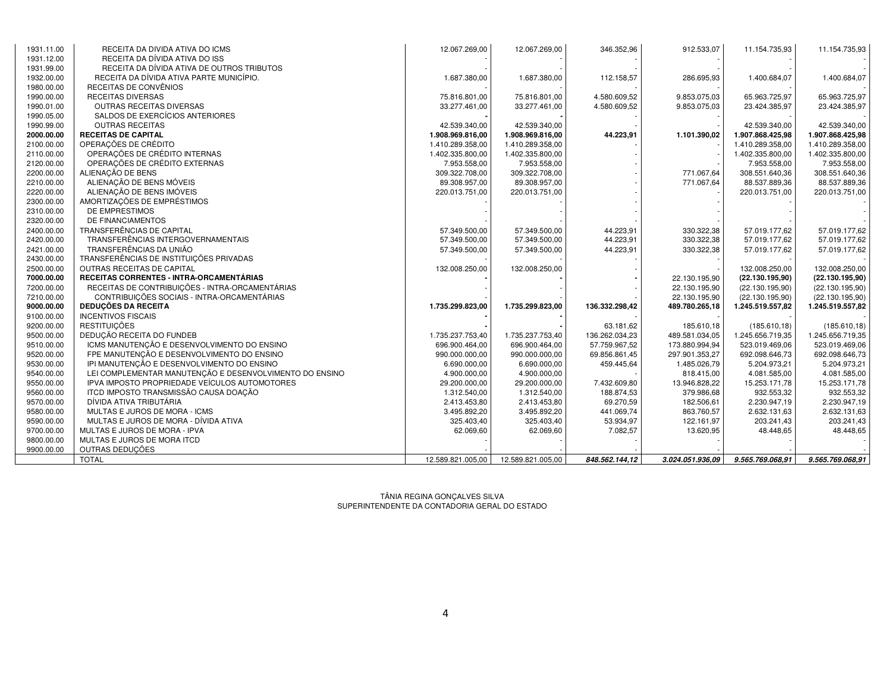| | | | | | | | |
|---|---|---|---|---|---|---|---|
| 1931.11.00 | RECEITA DA DIVIDA ATIVA DO ICMS | 12.067.269,00 | 12.067.269,00 | 346.352,96 | 912.533,07 | 11.154.735,93 | 11.154.735,93 |
| 1931.12.00 | RECEITA DA DÍVIDA ATIVA DO ISS | - | - | - | - | - | - |
| 1931.99.00 | RECEITA DA DÍVIDA ATIVA DE OUTROS TRIBUTOS | - | - | - | - | - | - |
| 1932.00.00 | RECEITA DA DÍVIDA ATIVA PARTE MUNICÍPIO. | 1.687.380,00 | 1.687.380,00 | 112.158,57 | 286.695,93 | 1.400.684,07 | 1.400.684,07 |
| 1980.00.00 | RECEITAS DE CONVÊNIOS | - | - | - | - | - | - |
| 1990.00.00 | RECEITAS DIVERSAS | 75.816.801,00 | 75.816.801,00 | 4.580.609,52 | 9.853.075,03 | 65.963.725,97 | 65.963.725,97 |
| 1990.01.00 | OUTRAS RECEITAS DIVERSAS | 33.277.461,00 | 33.277.461,00 | 4.580.609,52 | 9.853.075,03 | 23.424.385,97 | 23.424.385,97 |
| 1990.05.00 | SALDOS DE EXERCÍCIOS ANTERIORES | - | - | - | - | - | - |
| 1990.99.00 | OUTRAS RECEITAS | 42.539.340,00 | 42.539.340,00 | - | - | 42.539.340,00 | 42.539.340,00 |
| **2000.00.00** | **RECEITAS DE CAPITAL** | **1.908.969.816,00** | **1.908.969.816,00** | **44.223,91** | **1.101.390,02** | **1.907.868.425,98** | **1.907.868.425,98** |
| 2100.00.00 | OPERAÇÕES DE CRÉDITO | 1.410.289.358,00 | 1.410.289.358,00 | - | - | 1.410.289.358,00 | 1.410.289.358,00 |
| 2110.00.00 | OPERAÇÕES DE CRÉDITO INTERNAS | 1.402.335.800,00 | 1.402.335.800,00 | - | - | 1.402.335.800,00 | 1.402.335.800,00 |
| 2120.00.00 | OPERAÇÕES DE CRÉDITO EXTERNAS | 7.953.558,00 | 7.953.558,00 | - | - | 7.953.558,00 | 7.953.558,00 |
| 2200.00.00 | ALIENAÇÃO DE BENS | 309.322.708,00 | 309.322.708,00 | - | 771.067,64 | 308.551.640,36 | 308.551.640,36 |
| 2210.00.00 | ALIENAÇÃO DE BENS MÓVEIS | 89.308.957,00 | 89.308.957,00 | - | 771.067,64 | 88.537.889,36 | 88.537.889,36 |
| 2220.00.00 | ALIENAÇÃO DE BENS IMÓVEIS | 220.013.751,00 | 220.013.751,00 | - | - | 220.013.751,00 | 220.013.751,00 |
| 2300.00.00 | AMORTIZAÇÕES DE EMPRÉSTIMOS | - | - | - | - | - | - |
| 2310.00.00 | DE EMPRESTIMOS | - | - | - | - | - | - |
| 2320.00.00 | DE FINANCIAMENTOS | - | - | - | - | - | - |
| 2400.00.00 | TRANSFERÊNCIAS DE CAPITAL | 57.349.500,00 | 57.349.500,00 | 44.223,91 | 330.322,38 | 57.019.177,62 | 57.019.177,62 |
| 2420.00.00 | TRANSFERÊNCIAS INTERGOVERNAMENTAIS | 57.349.500,00 | 57.349.500,00 | 44.223,91 | 330.322,38 | 57.019.177,62 | 57.019.177,62 |
| 2421.00.00 | TRANSFERÊNCIAS DA UNIÃO | 57.349.500,00 | 57.349.500,00 | 44.223,91 | 330.322,38 | 57.019.177,62 | 57.019.177,62 |
| 2430.00.00 | TRANSFERÊNCIAS DE INSTITUIÇÕES PRIVADAS | - | - | - | - | - | - |
| 2500.00.00 | OUTRAS RECEITAS DE CAPITAL | 132.008.250,00 | 132.008.250,00 | - | - | 132.008.250,00 | 132.008.250,00 |
| **7000.00.00** | **RECEITAS CORRENTES - INTRA-ORCAMENTÁRIAS** | **-** | **-** | **-** | **22.130.195,90** | **(22.130.195,90)** | **(22.130.195,90)** |
| 7200.00.00 | RECEITAS DE CONTRIBUIÇÕES - INTRA-ORCAMENTÁRIAS | - | - | - | 22.130.195,90 | (22.130.195,90) | (22.130.195,90) |
| 7210.00.00 | CONTRIBUIÇÕES SOCIAIS - INTRA-ORCAMENTÁRIAS | - | - | - | 22.130.195,90 | (22.130.195,90) | (22.130.195,90) |
| **9000.00.00** | **DEDUÇÕES DA RECEITA** | **1.735.299.823,00** | **1.735.299.823,00** | **136.332.298,42** | **489.780.265,18** | **1.245.519.557,82** | **1.245.519.557,82** |
| 9100.00.00 | INCENTIVOS FISCAIS | - | - | | | | - |
| 9200.00.00 | RESTITUIÇÕES | - | - | 63.181,62 | 185.610,18 | (185.610,18) | (185.610,18) |
| 9500.00.00 | DEDUÇÃO RECEITA DO FUNDEB | 1.735.237.753,40 | 1.735.237.753,40 | 136.262.034,23 | 489.581.034,05 | 1.245.656.719,35 | 1.245.656.719,35 |
| 9510.00.00 | ICMS MANUTENÇÃO E DESENVOLVIMENTO DO ENSINO | 696.900.464,00 | 696.900.464,00 | 57.759.967,52 | 173.880.994,94 | 523.019.469,06 | 523.019.469,06 |
| 9520.00.00 | FPE MANUTENÇÃO E DESENVOLVIMENTO DO ENSINO | 990.000.000,00 | 990.000.000,00 | 69.856.861,45 | 297.901.353,27 | 692.098.646,73 | 692.098.646,73 |
| 9530.00.00 | IPI MANUTENÇÃO E DESENVOLVIMENTO DO ENSINO | 6.690.000,00 | 6.690.000,00 | 459.445,64 | 1.485.026,79 | 5.204.973,21 | 5.204.973,21 |
| 9540.00.00 | LEI COMPLEMENTAR MANUTENÇÃO E DESENVOLVIMENTO DO ENSINO | 4.900.000,00 | 4.900.000,00 | - | 818.415,00 | 4.081.585,00 | 4.081.585,00 |
| 9550.00.00 | IPVA IMPOSTO PROPRIEDADE VEÍCULOS AUTOMOTORES | 29.200.000,00 | 29.200.000,00 | 7.432.609,80 | 13.946.828,22 | 15.253.171,78 | 15.253.171,78 |
| 9560.00.00 | ITCD IMPOSTO TRANSMISSÃO CAUSA DOAÇÃO | 1.312.540,00 | 1.312.540,00 | 188.874,53 | 379.986,68 | 932.553,32 | 932.553,32 |
| 9570.00.00 | DÍVIDA ATIVA TRIBUTÁRIA | 2.413.453,80 | 2.413.453,80 | 69.270,59 | 182.506,61 | 2.230.947,19 | 2.230.947,19 |
| 9580.00.00 | MULTAS E JUROS DE MORA - ICMS | 3.495.892,20 | 3.495.892,20 | 441.069,74 | 863.760,57 | 2.632.131,63 | 2.632.131,63 |
| 9590.00.00 | MULTAS E JUROS DE MORA - DÍVIDA ATIVA | 325.403,40 | 325.403,40 | 53.934,97 | 122.161,97 | 203.241,43 | 203.241,43 |
| 9700.00.00 | MULTAS E JUROS DE MORA - IPVA | 62.069,60 | 62.069,60 | 7.082,57 | 13.620,95 | 48.448,65 | 48.448,65 |
| 9800.00.00 | MULTAS E JUROS DE MORA ITCD | - | - | - | - | - | - |
| 9900.00.00 | OUTRAS DEDUÇÕES | - | - | - | - | - | - |
| | TOTAL | 12.589.821.005,00 | 12.589.821.005,00 | *848.562.144,12* | *3.024.051.936,09* | *9.565.769.068,91* | *9.565.769.068,91* |

TÂNIA REGINA GONÇALVES SILVA
SUPERINTENDENTE DA CONTADORIA GERAL DO ESTADO